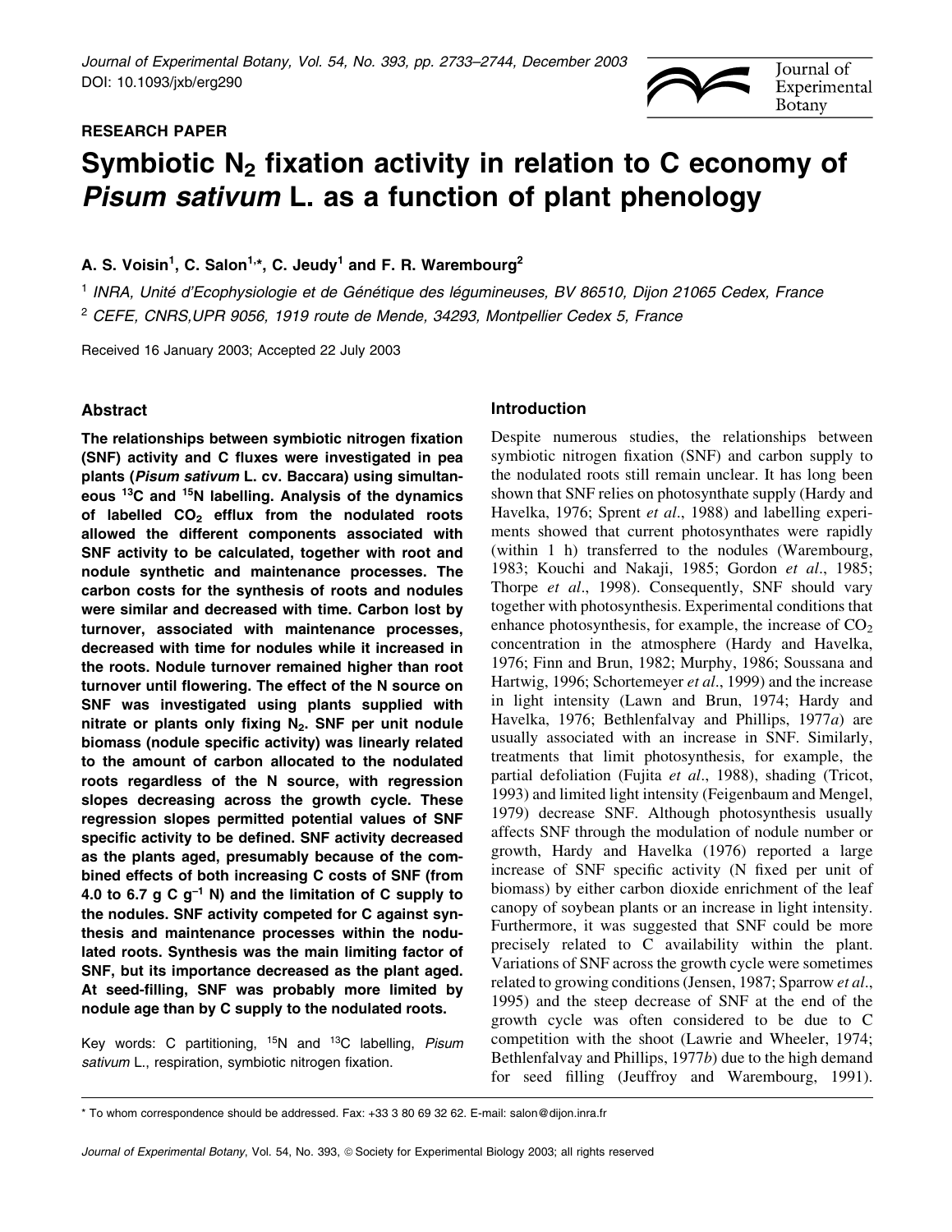RESEARCH PAPER

# Symbiotic $N_2$ fixation activity in relation to C economy of *Pisum sativum* L. as a function of plant phenology

A. S. Voisin[1], C. Salon[1,*], C. Jeudy[1] and F. R. Warembourg[2]

[1] INRA, Unité d'Ecophysiologie et de Génétique des légumineuses, BV 86510, Dijon 21065 Cedex, France

[2] CEFE, CNRS,UPR 9056, 1919 route de Mende, 34293, Montpellier Cedex 5, France

Received 16 January 2003; Accepted 22 July 2003

## Abstract

**The relationships between symbiotic nitrogen fixation (SNF) activity and C fluxes were investigated in pea plants (*Pisum sativum* L. cv. Baccara) using simultaneous $^{13}C$ and $^{15}N$ labelling. Analysis of the dynamics of labelled $CO_2$ efflux from the nodulated roots allowed the different components associated with SNF activity to be calculated, together with root and nodule synthetic and maintenance processes. The carbon costs for the synthesis of roots and nodules were similar and decreased with time. Carbon lost by turnover, associated with maintenance processes, decreased with time for nodules while it increased in the roots. Nodule turnover remained higher than root turnover until flowering. The effect of the N source on SNF was investigated using plants supplied with nitrate or plants only fixing $N_2$. SNF per unit nodule biomass (nodule specific activity) was linearly related to the amount of carbon allocated to the nodulated roots regardless of the N source, with regression slopes decreasing across the growth cycle. These regression slopes permitted potential values of SNF specific activity to be defined. SNF activity decreased as the plants aged, presumably because of the combined effects of both increasing C costs of SNF (from 4.0 to 6.7 g C $g^{-1}$ N) and the limitation of C supply to the nodules. SNF activity competed for C against synthesis and maintenance processes within the nodulated roots. Synthesis was the main limiting factor of SNF, but its importance decreased as the plant aged. At seed-filling, SNF was probably more limited by nodule age than by C supply to the nodulated roots.**

Key words: C partitioning, $^{15}N$ and $^{13}C$ labelling, *Pisum sativum* L., respiration, symbiotic nitrogen fixation.

## Introduction

Despite numerous studies, the relationships between symbiotic nitrogen fixation (SNF) and carbon supply to the nodulated roots still remain unclear. It has long been shown that SNF relies on photosynthate supply (Hardy and Havelka, 1976; Sprent *et al*., 1988) and labelling experiments showed that current photosynthates were rapidly (within 1 h) transferred to the nodules (Warembourg, 1983; Kouchi and Nakaji, 1985; Gordon *et al*., 1985; Thorpe *et al*., 1998). Consequently, SNF should vary together with photosynthesis. Experimental conditions that enhance photosynthesis, for example, the increase of $CO_2$ concentration in the atmosphere (Hardy and Havelka, 1976; Finn and Brun, 1982; Murphy, 1986; Soussana and Hartwig, 1996; Schortemeyer *et al*., 1999) and the increase in light intensity (Lawn and Brun, 1974; Hardy and Havelka, 1976; Bethlenfalvay and Phillips, 1977*a*) are usually associated with an increase in SNF. Similarly, treatments that limit photosynthesis, for example, the partial defoliation (Fujita *et al*., 1988), shading (Tricot, 1993) and limited light intensity (Feigenbaum and Mengel, 1979) decrease SNF. Although photosynthesis usually affects SNF through the modulation of nodule number or growth, Hardy and Havelka (1976) reported a large increase of SNF specific activity (N fixed per unit of biomass) by either carbon dioxide enrichment of the leaf canopy of soybean plants or an increase in light intensity. Furthermore, it was suggested that SNF could be more precisely related to C availability within the plant. Variations of SNF across the growth cycle were sometimes related to growing conditions (Jensen, 1987; Sparrow *et al*., 1995) and the steep decrease of SNF at the end of the growth cycle was often considered to be due to C competition with the shoot (Lawrie and Wheeler, 1974; Bethlenfalvay and Phillips, 1977*b*) due to the high demand for seed filling (Jeuffroy and Warembourg, 1991).

* To whom correspondence should be addressed. Fax: +33 3 80 69 32 62. E-mail: salon@dijon.inra.fr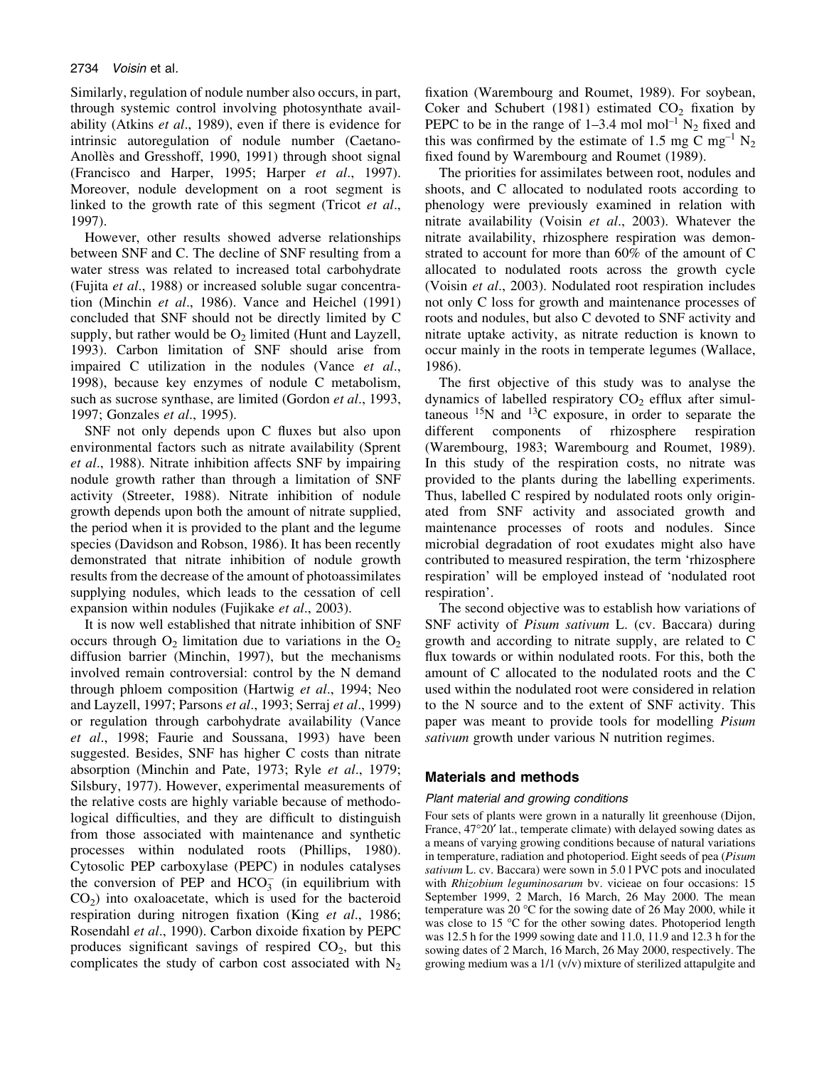Similarly, regulation of nodule number also occurs, in part, through systemic control involving photosynthate availability (Atkins *et al*., 1989), even if there is evidence for intrinsic autoregulation of nodule number (Caetano-Anollès and Gresshoff, 1990, 1991) through shoot signal (Francisco and Harper, 1995; Harper *et al*., 1997). Moreover, nodule development on a root segment is linked to the growth rate of this segment (Tricot *et al*., 1997).

However, other results showed adverse relationships between SNF and C. The decline of SNF resulting from a water stress was related to increased total carbohydrate (Fujita *et al*., 1988) or increased soluble sugar concentration (Minchin *et al*., 1986). Vance and Heichel (1991) concluded that SNF should not be directly limited by C supply, but rather would be $O_2$ limited (Hunt and Layzell, 1993). Carbon limitation of SNF should arise from impaired C utilization in the nodules (Vance *et al*., 1998), because key enzymes of nodule C metabolism, such as sucrose synthase, are limited (Gordon *et al*., 1993, 1997; Gonzales *et al*., 1995).

SNF not only depends upon C fluxes but also upon environmental factors such as nitrate availability (Sprent *et al*., 1988). Nitrate inhibition affects SNF by impairing nodule growth rather than through a limitation of SNF activity (Streeter, 1988). Nitrate inhibition of nodule growth depends upon both the amount of nitrate supplied, the period when it is provided to the plant and the legume species (Davidson and Robson, 1986). It has been recently demonstrated that nitrate inhibition of nodule growth results from the decrease of the amount of photoassimilates supplying nodules, which leads to the cessation of cell expansion within nodules (Fujikake *et al*., 2003).

It is now well established that nitrate inhibition of SNF occurs through $O_2$ limitation due to variations in the $O_2$ diffusion barrier (Minchin, 1997), but the mechanisms involved remain controversial: control by the N demand through phloem composition (Hartwig *et al*., 1994; Neo and Layzell, 1997; Parsons *et al*., 1993; Serraj *et al*., 1999) or regulation through carbohydrate availability (Vance *et al*., 1998; Faurie and Soussana, 1993) have been suggested. Besides, SNF has higher C costs than nitrate absorption (Minchin and Pate, 1973; Ryle *et al*., 1979; Silsbury, 1977). However, experimental measurements of the relative costs are highly variable because of methodological difficulties, and they are difficult to distinguish from those associated with maintenance and synthetic processes within nodulated roots (Phillips, 1980). Cytosolic PEP carboxylase (PEPC) in nodules catalyses the conversion of PEP and $HCO_3^-$ (in equilibrium with $CO_2$) into oxaloacetate, which is used for the bacteroid respiration during nitrogen fixation (King *et al*., 1986; Rosendahl *et al*., 1990). Carbon dixoide fixation by PEPC produces significant savings of respired $CO_2$, but this complicates the study of carbon cost associated with $N_2$ fixation (Warembourg and Roumet, 1989). For soybean, Coker and Schubert (1981) estimated $CO_2$ fixation by PEPC to be in the range of 1–3.4 mol mol$^{-1}$ $N_2$ fixed and this was confirmed by the estimate of 1.5 mg C mg$^{-1}$ $N_2$ fixed found by Warembourg and Roumet (1989).

The priorities for assimilates between root, nodules and shoots, and C allocated to nodulated roots according to phenology were previously examined in relation with nitrate availability (Voisin *et al*., 2003). Whatever the nitrate availability, rhizosphere respiration was demonstrated to account for more than 60% of the amount of C allocated to nodulated roots across the growth cycle (Voisin *et al*., 2003). Nodulated root respiration includes not only C loss for growth and maintenance processes of roots and nodules, but also C devoted to SNF activity and nitrate uptake activity, as nitrate reduction is known to occur mainly in the roots in temperate legumes (Wallace, 1986).

The first objective of this study was to analyse the dynamics of labelled respiratory $CO_2$ efflux after simultaneous $^{15}N$ and $^{13}C$ exposure, in order to separate the different components of rhizosphere respiration (Warembourg, 1983; Warembourg and Roumet, 1989). In this study of the respiration costs, no nitrate was provided to the plants during the labelling experiments. Thus, labelled C respired by nodulated roots only originated from SNF activity and associated growth and maintenance processes of roots and nodules. Since microbial degradation of root exudates might also have contributed to measured respiration, the term 'rhizosphere respiration' will be employed instead of 'nodulated root respiration'.

The second objective was to establish how variations of SNF activity of *Pisum sativum* L. (cv. Baccara) during growth and according to nitrate supply, are related to C flux towards or within nodulated roots. For this, both the amount of C allocated to the nodulated roots and the C used within the nodulated root were considered in relation to the N source and to the extent of SNF activity. This paper was meant to provide tools for modelling *Pisum sativum* growth under various N nutrition regimes.

## Materials and methods

### Plant material and growing conditions

Four sets of plants were grown in a naturally lit greenhouse (Dijon, France, 47°20′ lat., temperate climate) with delayed sowing dates as a means of varying growing conditions because of natural variations in temperature, radiation and photoperiod. Eight seeds of pea (*Pisum sativum* L. cv. Baccara) were sown in 5.0 l PVC pots and inoculated with *Rhizobium leguminosarum* bv. vicieae on four occasions: 15 September 1999, 2 March, 16 March, 26 May 2000. The mean temperature was 20 °C for the sowing date of 26 May 2000, while it was close to 15 °C for the other sowing dates. Photoperiod length was 12.5 h for the 1999 sowing date and 11.0, 11.9 and 12.3 h for the sowing dates of 2 March, 16 March, 26 May 2000, respectively. The growing medium was a 1/1 (v/v) mixture of sterilized attapulgite and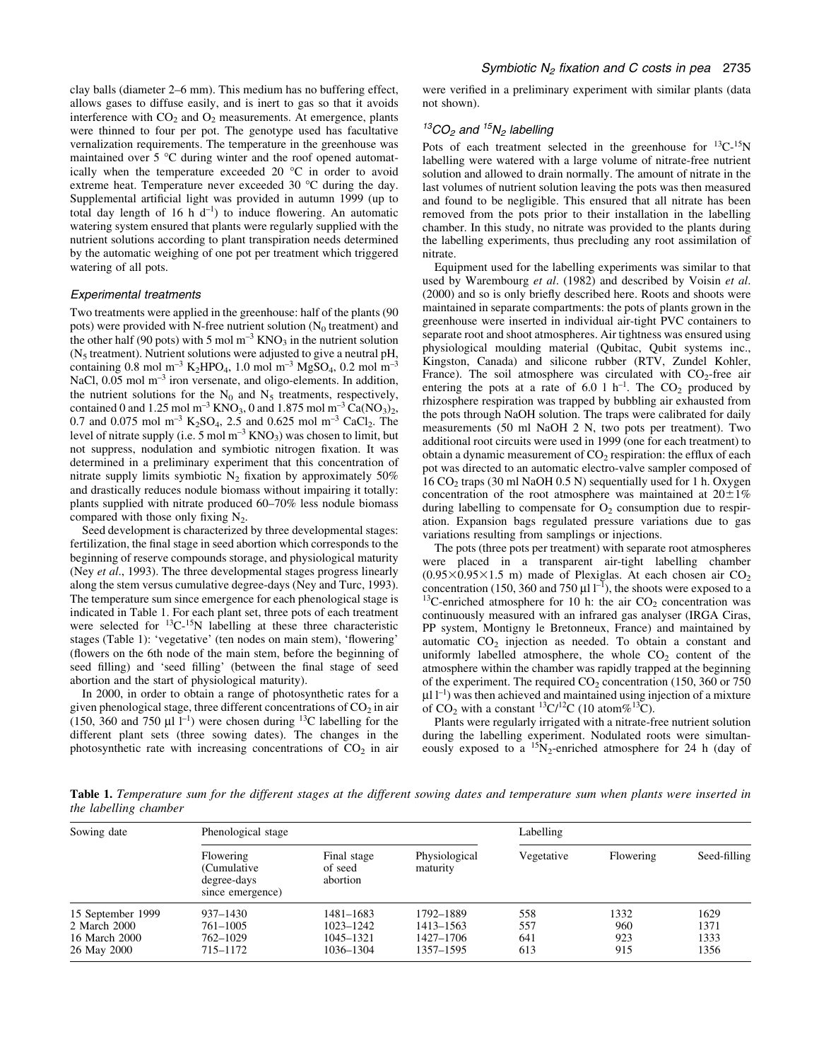clay balls (diameter 2–6 mm). This medium has no buffering effect, allows gases to diffuse easily, and is inert to gas so that it avoids interference with $CO_2$ and $O_2$ measurements. At emergence, plants were thinned to four per pot. The genotype used has facultative vernalization requirements. The temperature in the greenhouse was maintained over 5 °C during winter and the roof opened automatically when the temperature exceeded 20 °C in order to avoid extreme heat. Temperature never exceeded 30 °C during the day. Supplemental artificial light was provided in autumn 1999 (up to total day length of 16 h $d^{-1}$) to induce flowering. An automatic watering system ensured that plants were regularly supplied with the nutrient solutions according to plant transpiration needs determined by the automatic weighing of one pot per treatment which triggered watering of all pots.

### *Experimental treatments*

Two treatments were applied in the greenhouse: half of the plants (90 pots) were provided with N-free nutrient solution ($N_0$ treatment) and the other half (90 pots) with 5 mol $m^{-3}$ $KNO_3$ in the nutrient solution ($N_5$ treatment). Nutrient solutions were adjusted to give a neutral pH, containing 0.8 mol $m^{-3}$ $K_2HPO_4$, 1.0 mol $m^{-3}$ $MgSO_4$, 0.2 mol $m^{-3}$ NaCl, 0.05 mol $m^{-3}$ iron versenate, and oligo-elements. In addition, the nutrient solutions for the $N_0$ and $N_5$ treatments, respectively, contained 0 and 1.25 mol $m^{-3}$ $KNO_3$, 0 and 1.875 mol $m^{-3}$ $Ca(NO_3)_2$, 0.7 and 0.075 mol $m^{-3}$ $K_2SO_4$, 2.5 and 0.625 mol $m^{-3}$ $CaCl_2$. The level of nitrate supply (i.e. 5 mol $m^{-3}$ $KNO_3$) was chosen to limit, but not suppress, nodulation and symbiotic nitrogen fixation. It was determined in a preliminary experiment that this concentration of nitrate supply limits symbiotic $N_2$ fixation by approximately 50% and drastically reduces nodule biomass without impairing it totally: plants supplied with nitrate produced 60–70% less nodule biomass compared with those only fixing $N_2$.

Seed development is characterized by three developmental stages: fertilization, the final stage in seed abortion which corresponds to the beginning of reserve compounds storage, and physiological maturity (Ney *et al*., 1993). The three developmental stages progress linearly along the stem versus cumulative degree-days (Ney and Turc, 1993). The temperature sum since emergence for each phenological stage is indicated in Table 1. For each plant set, three pots of each treatment were selected for $^{13}C$-$^{15}N$ labelling at these three characteristic stages (Table 1): 'vegetative' (ten nodes on main stem), 'flowering' (flowers on the 6th node of the main stem, before the beginning of seed filling) and 'seed filling' (between the final stage of seed abortion and the start of physiological maturity).

In 2000, in order to obtain a range of photosynthetic rates for a given phenological stage, three different concentrations of $CO_2$ in air (150, 360 and 750 µl $l^{-1}$) were chosen during $^{13}C$ labelling for the different plant sets (three sowing dates). The changes in the photosynthetic rate with increasing concentrations of $CO_2$ in air were verified in a preliminary experiment with similar plants (data not shown).

### *$^{13}CO_2$ and $^{15}N_2$ labelling*

Pots of each treatment selected in the greenhouse for $^{13}C$-$^{15}N$ labelling were watered with a large volume of nitrate-free nutrient solution and allowed to drain normally. The amount of nitrate in the last volumes of nutrient solution leaving the pots was then measured and found to be negligible. This ensured that all nitrate has been removed from the pots prior to their installation in the labelling chamber. In this study, no nitrate was provided to the plants during the labelling experiments, thus precluding any root assimilation of nitrate.

Equipment used for the labelling experiments was similar to that used by Warembourg *et al*. (1982) and described by Voisin *et al*. (2000) and so is only briefly described here. Roots and shoots were maintained in separate compartments: the pots of plants grown in the greenhouse were inserted in individual air-tight PVC containers to separate root and shoot atmospheres. Air tightness was ensured using physiological moulding material (Qubitac, Qubit systems inc., Kingston, Canada) and silicone rubber (RTV, Zundel Kohler, France). The soil atmosphere was circulated with $CO_2$-free air entering the pots at a rate of 6.0 l $h^{-1}$. The $CO_2$ produced by rhizosphere respiration was trapped by bubbling air exhausted from the pots through NaOH solution. The traps were calibrated for daily measurements (50 ml NaOH 2 N, two pots per treatment). Two additional root circuits were used in 1999 (one for each treatment) to obtain a dynamic measurement of $CO_2$ respiration: the efflux of each pot was directed to an automatic electro-valve sampler composed of 16 $CO_2$ traps (30 ml NaOH 0.5 N) sequentially used for 1 h. Oxygen concentration of the root atmosphere was maintained at 20±1% during labelling to compensate for $O_2$ consumption due to respiration. Expansion bags regulated pressure variations due to gas variations resulting from samplings or injections.

The pots (three pots per treatment) with separate root atmospheres were placed in a transparent air-tight labelling chamber (0.95×0.95×1.5 m) made of Plexiglas. At each chosen air $CO_2$ concentration (150, 360 and 750 µl $l^{-1}$), the shoots were exposed to a $^{13}C$-enriched atmosphere for 10 h: the air $CO_2$ concentration was continuously measured with an infrared gas analyser (IRGA Ciras, PP system, Montigny le Bretonneux, France) and maintained by automatic $CO_2$ injection as needed. To obtain a constant and uniformly labelled atmosphere, the whole $CO_2$ content of the atmosphere within the chamber was rapidly trapped at the beginning of the experiment. The required $CO_2$ concentration (150, 360 or 750 µl $l^{-1}$) was then achieved and maintained using injection of a mixture of $CO_2$ with a constant $^{13}C/^{12}C$ (10 atom%$^{13}C$).

Plants were regularly irrigated with a nitrate-free nutrient solution during the labelling experiments. Nodulated roots were simultaneously exposed to a $^{15}N_2$-enriched atmosphere for 24 h (day of

**Table 1.** *Temperature sum for the different stages at the different sowing dates and temperature sum when plants were inserted in the labelling chamber*

| Sowing date | Phenological stage | | | Labelling | | |
|---|---|---|---|---|---|---|
| | Flowering (Cumulative degree-days since emergence) | Final stage of seed abortion | Physiological maturity | Vegetative | Flowering | Seed-filling |
| 15 September 1999 | 937–1430 | 1481–1683 | 1792–1889 | 558 | 1332 | 1629 |
| 2 March 2000 | 761–1005 | 1023–1242 | 1413–1563 | 557 | 960 | 1371 |
| 16 March 2000 | 762–1029 | 1045–1321 | 1427–1706 | 641 | 923 | 1333 |
| 26 May 2000 | 715–1172 | 1036–1304 | 1357–1595 | 613 | 915 | 1356 |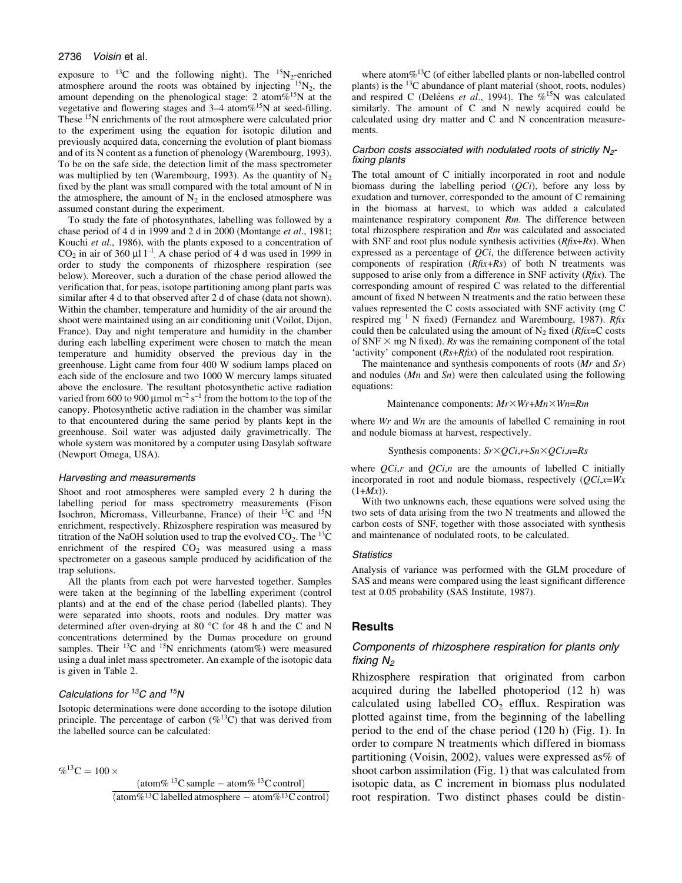exposure to $^{13}C$ and the following night). The $^{15}N_2$-enriched atmosphere around the roots was obtained by injecting $^{15}N_2$, the amount depending on the phenological stage: 2 atom%$^{15}N$ at the vegetative and flowering stages and 3–4 atom%$^{15}N$ at seed-filling. These $^{15}N$ enrichments of the root atmosphere were calculated prior to the experiment using the equation for isotopic dilution and previously acquired data, concerning the evolution of plant biomass and of its N content as a function of phenology (Warembourg, 1993). To be on the safe side, the detection limit of the mass spectrometer was multiplied by ten (Warembourg, 1993). As the quantity of $N_2$ fixed by the plant was small compared with the total amount of N in the atmosphere, the amount of $N_2$ in the enclosed atmosphere was assumed constant during the experiment.

To study the fate of photosynthates, labelling was followed by a chase period of 4 d in 1999 and 2 d in 2000 (Montange *et al*., 1981; Kouchi *et al*., 1986), with the plants exposed to a concentration of $CO_2$ in air of 360 µl $l^{-1}$. A chase period of 4 d was used in 1999 in order to study the components of rhizosphere respiration (see below). Moreover, such a duration of the chase period allowed the verification that, for peas, isotope partitioning among plant parts was similar after 4 d to that observed after 2 d of chase (data not shown). Within the chamber, temperature and humidity of the air around the shoot were maintained using an air conditioning unit (Voilot, Dijon, France). Day and night temperature and humidity in the chamber during each labelling experiment were chosen to match the mean temperature and humidity observed the previous day in the greenhouse. Light came from four 400 W sodium lamps placed on each side of the enclosure and two 1000 W mercury lamps situated above the enclosure. The resultant photosynthetic active radiation varied from 600 to 900 µmol $m^{-2}$ $s^{-1}$ from the bottom to the top of the canopy. Photosynthetic active radiation in the chamber was similar to that encountered during the same period by plants kept in the greenhouse. Soil water was adjusted daily gravimetrically. The whole system was monitored by a computer using Dasylab software (Newport Omega, USA).

#### *Harvesting and measurements*

Shoot and root atmospheres were sampled every 2 h during the labelling period for mass spectrometry measurements (Fison Isochron, Micromass, Villeurbanne, France) of their $^{13}C$ and $^{15}N$ enrichment, respectively. Rhizosphere respiration was measured by titration of the NaOH solution used to trap the evolved $CO_2$. The $^{13}C$ enrichment of the respired $CO_2$ was measured using a mass spectrometer on a gaseous sample produced by acidification of the trap solutions.

All the plants from each pot were harvested together. Samples were taken at the beginning of the labelling experiment (control plants) and at the end of the chase period (labelled plants). They were separated into shoots, roots and nodules. Dry matter was determined after oven-drying at 80 °C for 48 h and the C and N concentrations determined by the Dumas procedure on ground samples. Their $^{13}C$ and $^{15}N$ enrichments (atom%) were measured using a dual inlet mass spectrometer. An example of the isotopic data is given in Table 2.

#### *Calculations for $^{13}C$ and $^{15}N$*

Isotopic determinations were done according to the isotope dilution principle. The percentage of carbon (%$^{13}C$) that was derived from the labelled source can be calculated:

$$\%^{13}C = 100 \times \frac{(\text{atom}\%\,^{13}C\,\text{sample} - \text{atom}\%\,^{13}C\,\text{control})}{(\text{atom}\%^{13}C\,\text{labelled atmosphere} - \text{atom}\%^{13}C\,\text{control})}$$

where atom%$^{13}C$ (of either labelled plants or non-labelled control plants) is the $^{13}C$ abundance of plant material (shoot, roots, nodules) and respired C (Deléens *et al*., 1994). The %$^{15}N$ was calculated similarly. The amount of C and N newly acquired could be calculated using dry matter and C and N concentration measurements.

#### *Carbon costs associated with nodulated roots of strictly $N_2$-fixing plants*

The total amount of C initially incorporated in root and nodule biomass during the labelling period ($QCi$), before any loss by exudation and turnover, corresponded to the amount of C remaining in the biomass at harvest, to which was added a calculated maintenance respiratory component $Rm$. The difference between total rhizosphere respiration and $Rm$ was calculated and associated with SNF and root plus nodule synthesis activities ($Rfix$+$Rs$). When expressed as a percentage of $QCi$, the difference between activity components of respiration ($Rfix$+$Rs$) of both N treatments was supposed to arise only from a difference in SNF activity ($Rfix$). The corresponding amount of respired C was related to the differential amount of fixed N between N treatments and the ratio between these values represented the C costs associated with SNF activity (mg C respired $mg^{-1}$ N fixed) (Fernandez and Warembourg, 1987). $Rfix$ could then be calculated using the amount of $N_2$ fixed ($Rfix$=C costs of SNF × mg N fixed). $Rs$ was the remaining component of the total 'activity' component ($Rs$+$Rfix$) of the nodulated root respiration.

The maintenance and synthesis components of roots ($Mr$ and $Sr$) and nodules ($Mn$ and $Sn$) were then calculated using the following equations:

$$\text{Maintenance components: } Mr \times Wr + Mn \times Wn = Rm$$

where $Wr$ and $Wn$ are the amounts of labelled C remaining in root and nodule biomass at harvest, respectively.

$$\text{Synthesis components: } Sr \times QCi,r + Sn \times QCi,n = Rs$$

where $QCi,r$ and $QCi,n$ are the amounts of labelled C initially incorporated in root and nodule biomass, respectively ($QCi,x$=$Wx$ $(1+Mx)$).

With two unknowns each, these equations were solved using the two sets of data arising from the two N treatments and allowed the carbon costs of SNF, together with those associated with synthesis and maintenance of nodulated roots, to be calculated.

#### *Statistics*

Analysis of variance was performed with the GLM procedure of SAS and means were compared using the least significant difference test at 0.05 probability (SAS Institute, 1987).

## Results

### *Components of rhizosphere respiration for plants only fixing $N_2$*

Rhizosphere respiration that originated from carbon acquired during the labelled photoperiod (12 h) was calculated using labelled $CO_2$ efflux. Respiration was plotted against time, from the beginning of the labelling period to the end of the chase period (120 h) (Fig. 1). In order to compare N treatments which differed in biomass partitioning (Voisin, 2002), values were expressed as% of shoot carbon assimilation (Fig. 1) that was calculated from isotopic data, as C increment in biomass plus nodulated root respiration. Two distinct phases could be distin-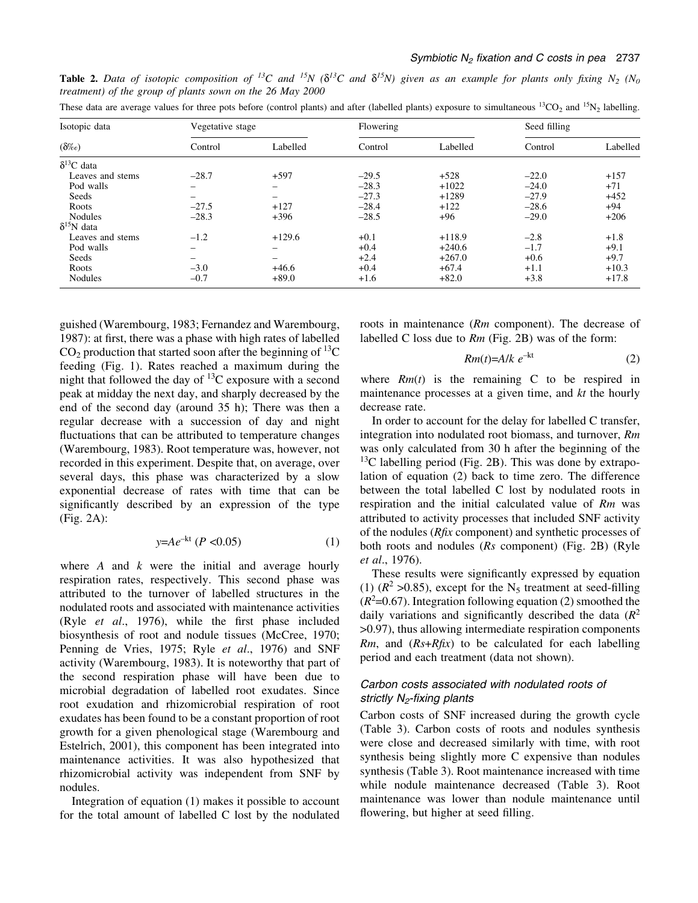**Table 2.** *Data of isotopic composition of $^{13}C$ and $^{15}N$ ($\delta^{13}C$ and $\delta^{15}N$) given as an example for plants only fixing $N_2$ ($N_0$ treatment) of the group of plants sown on the 26 May 2000*

These data are average values for three pots before (control plants) and after (labelled plants) exposure to simultaneous $^{13}CO_2$ and $^{15}N_2$ labelling.

| Isotopic data | Vegetative stage | | Flowering | | Seed filling | |
|---|---|---|---|---|---|---|
| (δ‰) | Control | Labelled | Control | Labelled | Control | Labelled |
| $\delta^{13}C$ data | | | | | | |
| Leaves and stems | –28.7 | +597 | –29.5 | +528 | –22.0 | +157 |
| Pod walls | – | – | –28.3 | +1022 | –24.0 | +71 |
| Seeds | – | – | –27.3 | +1289 | –27.9 | +452 |
| Roots | –27.5 | +127 | –28.4 | +122 | –28.6 | +94 |
| Nodules | –28.3 | +396 | –28.5 | +96 | –29.0 | +206 |
| $\delta^{15}N$ data | | | | | | |
| Leaves and stems | –1.2 | +129.6 | +0.1 | +118.9 | –2.8 | +1.8 |
| Pod walls | – | – | +0.4 | +240.6 | –1.7 | +9.1 |
| Seeds | – | – | +2.4 | +267.0 | +0.6 | +9.7 |
| Roots | –3.0 | +46.6 | +0.4 | +67.4 | +1.1 | +10.3 |
| Nodules | –0.7 | +89.0 | +1.6 | +82.0 | +3.8 | +17.8 |

guished (Warembourg, 1983; Fernandez and Warembourg, 1987): at first, there was a phase with high rates of labelled $CO_2$ production that started soon after the beginning of $^{13}C$ feeding (Fig. 1). Rates reached a maximum during the night that followed the day of $^{13}C$ exposure with a second peak at midday the next day, and sharply decreased by the end of the second day (around 35 h); There was then a regular decrease with a succession of day and night fluctuations that can be attributed to temperature changes (Warembourg, 1983). Root temperature was, however, not recorded in this experiment. Despite that, on average, over several days, this phase was characterized by a slow exponential decrease of rates with time that can be significantly described by an expression of the type (Fig. 2A):

$$y = Ae^{-kt}\ (P < 0.05) \tag{1}$$

where $A$ and $k$ were the initial and average hourly respiration rates, respectively. This second phase was attributed to the turnover of labelled structures in the nodulated roots and associated with maintenance activities (Ryle *et al*., 1976), while the first phase included biosynthesis of root and nodule tissues (McCree, 1970; Penning de Vries, 1975; Ryle *et al*., 1976) and SNF activity (Warembourg, 1983). It is noteworthy that part of the second respiration phase will have been due to microbial degradation of labelled root exudates. Since root exudation and rhizomicrobial respiration of root exudates has been found to be a constant proportion of root growth for a given phenological stage (Warembourg and Estelrich, 2001), this component has been integrated into maintenance activities. It was also hypothesized that rhizomicrobial activity was independent from SNF by nodules.

Integration of equation (1) makes it possible to account for the total amount of labelled C lost by the nodulated roots in maintenance (*Rm* component). The decrease of labelled C loss due to *Rm* (Fig. 2B) was of the form:

$$Rm(t) = A/k\ e^{-kt} \tag{2}$$

where $Rm(t)$ is the remaining C to be respired in maintenance processes at a given time, and $kt$ the hourly decrease rate.

In order to account for the delay for labelled C transfer, integration into nodulated root biomass, and turnover, *Rm* was only calculated from 30 h after the beginning of the $^{13}C$ labelling period (Fig. 2B). This was done by extrapolation of equation (2) back to time zero. The difference between the total labelled C lost by nodulated roots in respiration and the initial calculated value of *Rm* was attributed to activity processes that included SNF activity of the nodules (*Rfix* component) and synthetic processes of both roots and nodules (*Rs* component) (Fig. 2B) (Ryle *et al*., 1976).

These results were significantly expressed by equation (1) ($R^2 > 0.85$), except for the $N_5$ treatment at seed-filling ($R^2 = 0.67$). Integration following equation (2) smoothed the daily variations and significantly described the data ($R^2 > 0.97$), thus allowing intermediate respiration components *Rm*, and (*Rs*+*Rfix*) to be calculated for each labelling period and each treatment (data not shown).

### Carbon costs associated with nodulated roots of strictly $N_2$-fixing plants

Carbon costs of SNF increased during the growth cycle (Table 3). Carbon costs of roots and nodules synthesis were close and decreased similarly with time, with root synthesis being slightly more C expensive than nodules synthesis (Table 3). Root maintenance increased with time while nodule maintenance decreased (Table 3). Root maintenance was lower than nodule maintenance until flowering, but higher at seed filling.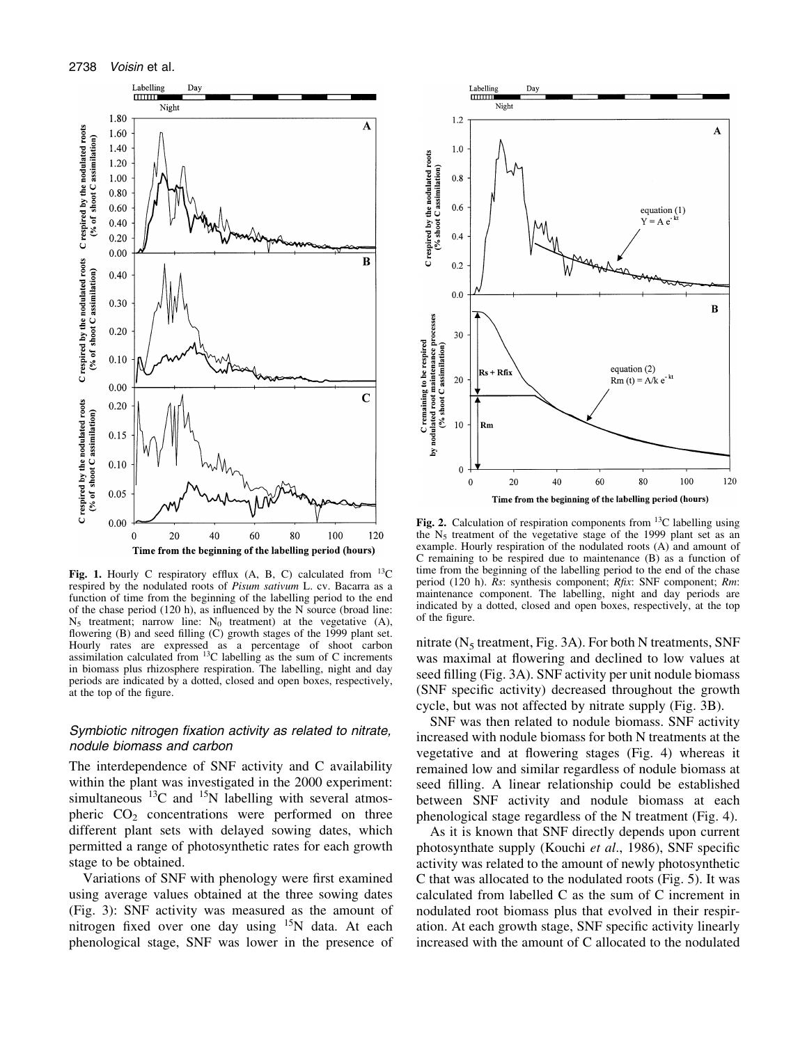**Fig. 1.** Hourly C respiratory efflux (A, B, C) calculated from $^{13}C$ respired by the nodulated roots of *Pisum sativum* L. cv. Bacarra as a function of time from the beginning of the labelling period to the end of the chase period (120 h), as influenced by the N source (broad line: $N_5$ treatment; narrow line: $N_0$ treatment) at the vegetative (A), flowering (B) and seed filling (C) growth stages of the 1999 plant set. Hourly rates are expressed as a percentage of shoot carbon assimilation calculated from $^{13}C$ labelling as the sum of C increments in biomass plus rhizosphere respiration. The labelling, night and day periods are indicated by a dotted, closed and open boxes, respectively, at the top of the figure.

### Symbiotic nitrogen fixation activity as related to nitrate, nodule biomass and carbon

The interdependence of SNF activity and C availability within the plant was investigated in the 2000 experiment: simultaneous $^{13}C$ and $^{15}N$ labelling with several atmospheric $CO_2$ concentrations were performed on three different plant sets with delayed sowing dates, which permitted a range of photosynthetic rates for each growth stage to be obtained.

Variations of SNF with phenology were first examined using average values obtained at the three sowing dates (Fig. 3): SNF activity was measured as the amount of nitrogen fixed over one day using $^{15}N$ data. At each phenological stage, SNF was lower in the presence of nitrate ($N_5$ treatment, Fig. 3A). For both N treatments, SNF was maximal at flowering and declined to low values at seed filling (Fig. 3A). SNF activity per unit nodule biomass (SNF specific activity) decreased throughout the growth cycle, but was not affected by nitrate supply (Fig. 3B).

SNF was then related to nodule biomass. SNF activity increased with nodule biomass for both N treatments at the vegetative and at flowering stages (Fig. 4) whereas it remained low and similar regardless of nodule biomass at seed filling. A linear relationship could be established between SNF activity and nodule biomass at each phenological stage regardless of the N treatment (Fig. 4).

As it is known that SNF directly depends upon current photosynthate supply (Kouchi *et al*., 1986), SNF specific activity was related to the amount of newly photosynthetic C that was allocated to the nodulated roots (Fig. 5). It was calculated from labelled C as the sum of C increment in nodulated root biomass plus that evolved in their respiration. At each growth stage, SNF specific activity linearly increased with the amount of C allocated to the nodulated

**Fig. 2.** Calculation of respiration components from $^{13}C$ labelling using the $N_5$ treatment of the vegetative stage of the 1999 plant set as an example. Hourly respiration of the nodulated roots (A) and amount of C remaining to be respired due to maintenance (B) as a function of time from the beginning of the labelling period to the end of the chase period (120 h). *Rs*: synthesis component; *Rfix*: SNF component; *Rm*: maintenance component. The labelling, night and day periods are indicated by a dotted, closed and open boxes, respectively, at the top of the figure.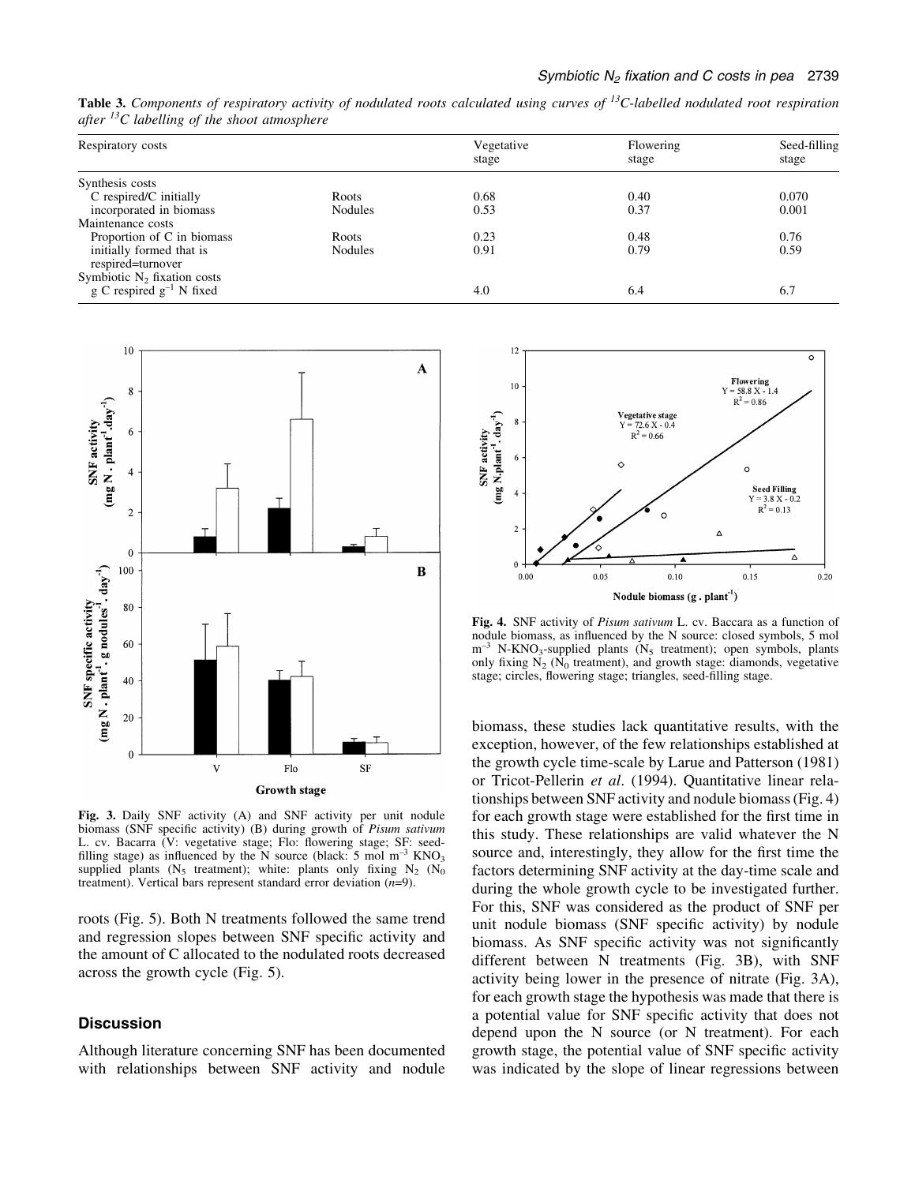**Table 3.** *Components of respiratory activity of nodulated roots calculated using curves of $^{13}$C-labelled nodulated root respiration after $^{13}$C labelling of the shoot atmosphere*

| Respiratory costs | | Vegetative stage | Flowering stage | Seed-filling stage |
|---|---|---|---|---|
| Synthesis costs | | | | |
| C respired/C initially incorporated in biomass | Roots | 0.68 | 0.40 | 0.070 |
| | Nodules | 0.53 | 0.37 | 0.001 |
| Maintenance costs | | | | |
| Proportion of C in biomass initially formed that is respired=turnover | Roots | 0.23 | 0.48 | 0.76 |
| | Nodules | 0.91 | 0.79 | 0.59 |
| Symbiotic $N_2$ fixation costs | | | | |
| g C respired $g^{-1}$ N fixed | | 4.0 | 6.4 | 6.7 |

**Fig. 3.** Daily SNF activity (A) and SNF activity per unit nodule biomass (SNF specific activity) (B) during growth of *Pisum sativum* L. cv. Bacarra (V: vegetative stage; Flo: flowering stage; SF: seed-filling stage) as influenced by the N source (black: 5 mol $m^{-3}$ $KNO_3$ supplied plants ($N_5$ treatment); white: plants only fixing $N_2$ ($N_0$ treatment). Vertical bars represent standard error deviation ($n$=9).

**Fig. 4.** SNF activity of *Pisum sativum* L. cv. Baccara as a function of nodule biomass, as influenced by the N source: closed symbols, 5 mol $m^{-3}$ N-$KNO_3$-supplied plants ($N_5$ treatment); open symbols, plants only fixing $N_2$ ($N_0$ treatment), and growth stage: diamonds, vegetative stage; circles, flowering stage; triangles, seed-filling stage.

roots (Fig. 5). Both N treatments followed the same trend and regression slopes between SNF specific activity and the amount of C allocated to the nodulated roots decreased across the growth cycle (Fig. 5).

## Discussion

Although literature concerning SNF has been documented with relationships between SNF activity and nodule biomass, these studies lack quantitative results, with the exception, however, of the few relationships established at the growth cycle time-scale by Larue and Patterson (1981) or Tricot-Pellerin *et al*. (1994). Quantitative linear relationships between SNF activity and nodule biomass (Fig. 4) for each growth stage were established for the first time in this study. These relationships are valid whatever the N source and, interestingly, they allow for the first time the factors determining SNF activity at the day-time scale and during the whole growth cycle to be investigated further. For this, SNF was considered as the product of SNF per unit nodule biomass (SNF specific activity) by nodule biomass. As SNF specific activity was not significantly different between N treatments (Fig. 3B), with SNF activity being lower in the presence of nitrate (Fig. 3A), for each growth stage the hypothesis was made that there is a potential value for SNF specific activity that does not depend upon the N source (or N treatment). For each growth stage, the potential value of SNF specific activity was indicated by the slope of linear regressions between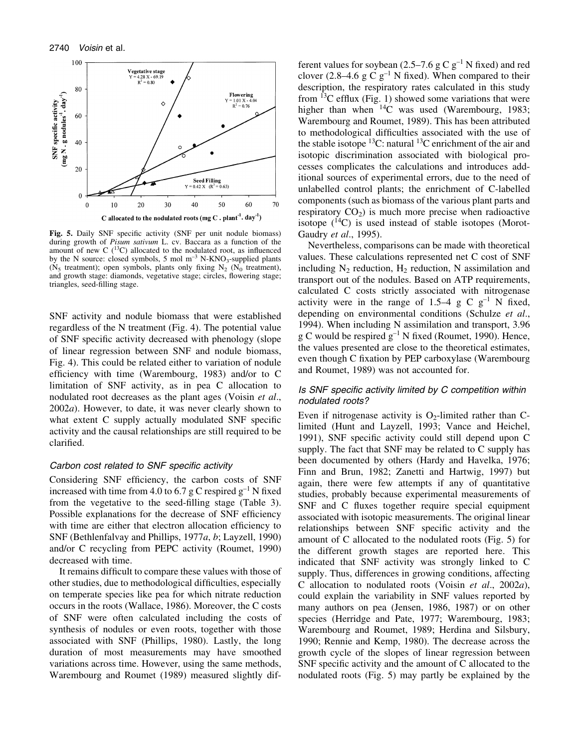**Fig. 5.** Daily SNF specific activity (SNF per unit nodule biomass) during growth of *Pisum sativum* L. cv. Baccara as a function of the amount of new C ($^{13}C$) allocated to the nodulated root, as influenced by the N source: closed symbols, 5 mol m$^{-3}$ N-$KNO_3$-supplied plants ($N_5$ treatment); open symbols, plants only fixing $N_2$ ($N_0$ treatment), and growth stage: diamonds, vegetative stage; circles, flowering stage; triangles, seed-filling stage.

SNF activity and nodule biomass that were established regardless of the N treatment (Fig. 4). The potential value of SNF specific activity decreased with phenology (slope of linear regression between SNF and nodule biomass, Fig. 4). This could be related either to variation of nodule efficiency with time (Warembourg, 1983) and/or to C limitation of SNF activity, as in pea C allocation to nodulated root decreases as the plant ages (Voisin *et al*., 2002*a*). However, to date, it was never clearly shown to what extent C supply actually modulated SNF specific activity and the causal relationships are still required to be clarified.

### *Carbon cost related to SNF specific activity*

Considering SNF efficiency, the carbon costs of SNF increased with time from 4.0 to 6.7 g C respired g$^{-1}$ N fixed from the vegetative to the seed-filling stage (Table 3). Possible explanations for the decrease of SNF efficiency with time are either that electron allocation efficiency to SNF (Bethlenfalvay and Phillips, 1977*a*, *b*; Layzell, 1990) and/or C recycling from PEPC activity (Roumet, 1990) decreased with time.

It remains difficult to compare these values with those of other studies, due to methodological difficulties, especially on temperate species like pea for which nitrate reduction occurs in the roots (Wallace, 1986). Moreover, the C costs of SNF were often calculated including the costs of synthesis of nodules or even roots, together with those associated with SNF (Phillips, 1980). Lastly, the long duration of most measurements may have smoothed variations across time. However, using the same methods, Warembourg and Roumet (1989) measured slightly different values for soybean (2.5–7.6 g C g$^{-1}$ N fixed) and red clover (2.8–4.6 g C g$^{-1}$ N fixed). When compared to their description, the respiratory rates calculated in this study from $^{13}C$ efflux (Fig. 1) showed some variations that were higher than when $^{14}C$ was used (Warembourg, 1983; Warembourg and Roumet, 1989). This has been attributed to methodological difficulties associated with the use of the stable isotope $^{13}C$: natural $^{13}C$ enrichment of the air and isotopic discrimination associated with biological processes complicates the calculations and introduces additional sources of experimental errors, due to the need of unlabelled control plants; the enrichment of C-labelled components (such as biomass of the various plant parts and respiratory $CO_2$) is much more precise when radioactive isotope ($^{14}C$) is used instead of stable isotopes (Morot-Gaudry *et al*., 1995).

Nevertheless, comparisons can be made with theoretical values. These calculations represented net C cost of SNF including $N_2$ reduction, $H_2$ reduction, N assimilation and transport out of the nodules. Based on ATP requirements, calculated C costs strictly associated with nitrogenase activity were in the range of 1.5–4 g C g$^{-1}$ N fixed, depending on environmental conditions (Schulze *et al*., 1994). When including N assimilation and transport, 3.96 g C would be respired g$^{-1}$ N fixed (Roumet, 1990). Hence, the values presented are close to the theoretical estimates, even though C fixation by PEP carboxylase (Warembourg and Roumet, 1989) was not accounted for.

### *Is SNF specific activity limited by C competition within nodulated roots?*

Even if nitrogenase activity is $O_2$-limited rather than C-limited (Hunt and Layzell, 1993; Vance and Heichel, 1991), SNF specific activity could still depend upon C supply. The fact that SNF may be related to C supply has been documented by others (Hardy and Havelka, 1976; Finn and Brun, 1982; Zanetti and Hartwig, 1997) but again, there were few attempts if any of quantitative studies, probably because experimental measurements of SNF and C fluxes together require special equipment associated with isotopic measurements. The original linear relationships between SNF specific activity and the amount of C allocated to the nodulated roots (Fig. 5) for the different growth stages are reported here. This indicated that SNF activity was strongly linked to C supply. Thus, differences in growing conditions, affecting C allocation to nodulated roots (Voisin *et al*., 2002*a*), could explain the variability in SNF values reported by many authors on pea (Jensen, 1986, 1987) or on other species (Herridge and Pate, 1977; Warembourg, 1983; Warembourg and Roumet, 1989; Herdina and Silsbury, 1990; Rennie and Kemp, 1980). The decrease across the growth cycle of the slopes of linear regression between SNF specific activity and the amount of C allocated to the nodulated roots (Fig. 5) may partly be explained by the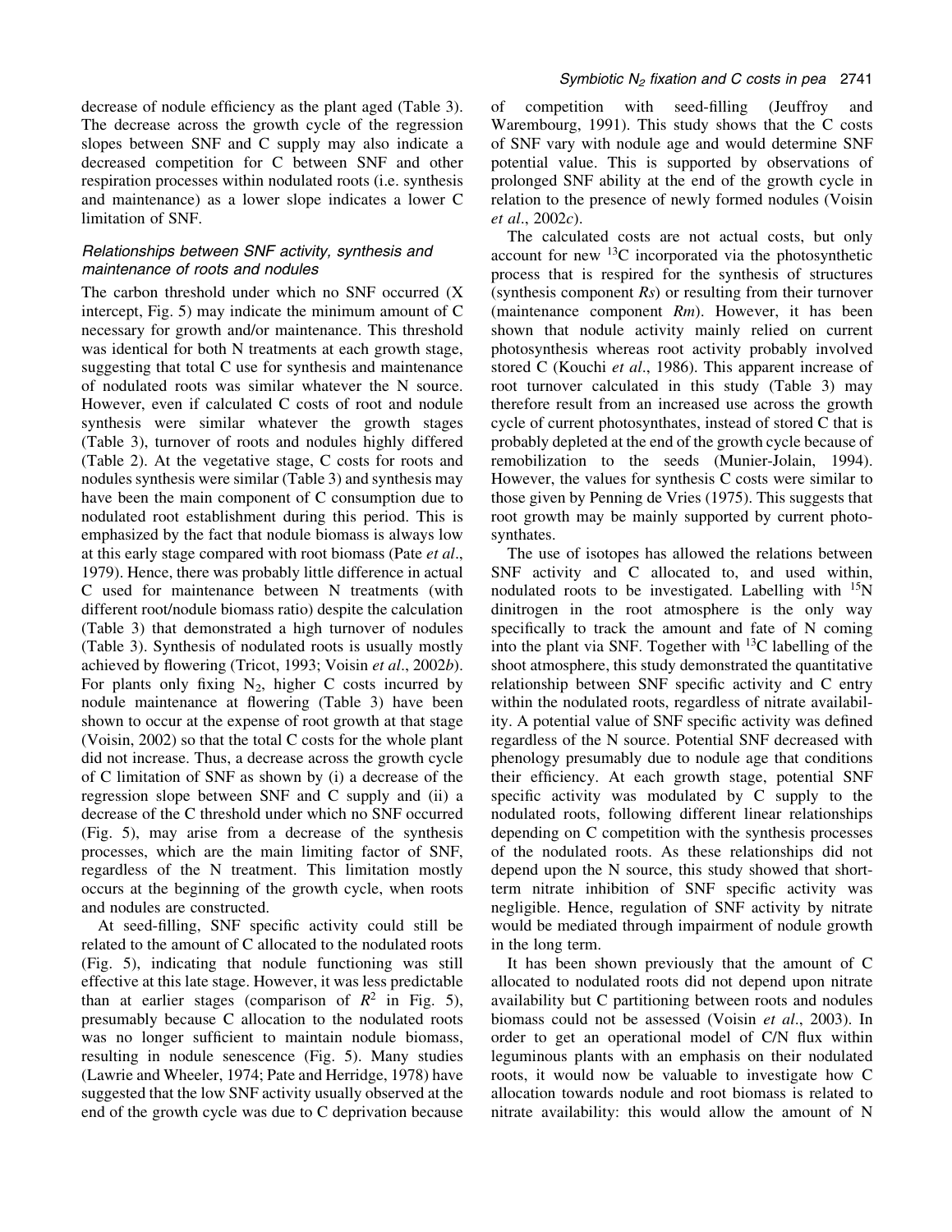decrease of nodule efficiency as the plant aged (Table 3). The decrease across the growth cycle of the regression slopes between SNF and C supply may also indicate a decreased competition for C between SNF and other respiration processes within nodulated roots (i.e. synthesis and maintenance) as a lower slope indicates a lower C limitation of SNF.

### *Relationships between SNF activity, synthesis and maintenance of roots and nodules*

The carbon threshold under which no SNF occurred (X intercept, Fig. 5) may indicate the minimum amount of C necessary for growth and/or maintenance. This threshold was identical for both N treatments at each growth stage, suggesting that total C use for synthesis and maintenance of nodulated roots was similar whatever the N source. However, even if calculated C costs of root and nodule synthesis were similar whatever the growth stages (Table 3), turnover of roots and nodules highly differed (Table 2). At the vegetative stage, C costs for roots and nodules synthesis were similar (Table 3) and synthesis may have been the main component of C consumption due to nodulated root establishment during this period. This is emphasized by the fact that nodule biomass is always low at this early stage compared with root biomass (Pate *et al*., 1979). Hence, there was probably little difference in actual C used for maintenance between N treatments (with different root/nodule biomass ratio) despite the calculation (Table 3) that demonstrated a high turnover of nodules (Table 3). Synthesis of nodulated roots is usually mostly achieved by flowering (Tricot, 1993; Voisin *et al*., 2002*b*). For plants only fixing $N_2$, higher C costs incurred by nodule maintenance at flowering (Table 3) have been shown to occur at the expense of root growth at that stage (Voisin, 2002) so that the total C costs for the whole plant did not increase. Thus, a decrease across the growth cycle of C limitation of SNF as shown by (i) a decrease of the regression slope between SNF and C supply and (ii) a decrease of the C threshold under which no SNF occurred (Fig. 5), may arise from a decrease of the synthesis processes, which are the main limiting factor of SNF, regardless of the N treatment. This limitation mostly occurs at the beginning of the growth cycle, when roots and nodules are constructed.

At seed-filling, SNF specific activity could still be related to the amount of C allocated to the nodulated roots (Fig. 5), indicating that nodule functioning was still effective at this late stage. However, it was less predictable than at earlier stages (comparison of $R^2$ in Fig. 5), presumably because C allocation to the nodulated roots was no longer sufficient to maintain nodule biomass, resulting in nodule senescence (Fig. 5). Many studies (Lawrie and Wheeler, 1974; Pate and Herridge, 1978) have suggested that the low SNF activity usually observed at the end of the growth cycle was due to C deprivation because of competition with seed-filling (Jeuffroy and Warembourg, 1991). This study shows that the C costs of SNF vary with nodule age and would determine SNF potential value. This is supported by observations of prolonged SNF ability at the end of the growth cycle in relation to the presence of newly formed nodules (Voisin *et al*., 2002*c*).

The calculated costs are not actual costs, but only account for new $^{13}C$ incorporated via the photosynthetic process that is respired for the synthesis of structures (synthesis component *Rs*) or resulting from their turnover (maintenance component *Rm*). However, it has been shown that nodule activity mainly relied on current photosynthesis whereas root activity probably involved stored C (Kouchi *et al*., 1986). This apparent increase of root turnover calculated in this study (Table 3) may therefore result from an increased use across the growth cycle of current photosynthates, instead of stored C that is probably depleted at the end of the growth cycle because of remobilization to the seeds (Munier-Jolain, 1994). However, the values for synthesis C costs were similar to those given by Penning de Vries (1975). This suggests that root growth may be mainly supported by current photosynthates.

The use of isotopes has allowed the relations between SNF activity and C allocated to, and used within, nodulated roots to be investigated. Labelling with $^{15}N$ dinitrogen in the root atmosphere is the only way specifically to track the amount and fate of N coming into the plant via SNF. Together with $^{13}C$ labelling of the shoot atmosphere, this study demonstrated the quantitative relationship between SNF specific activity and C entry within the nodulated roots, regardless of nitrate availability. A potential value of SNF specific activity was defined regardless of the N source. Potential SNF decreased with phenology presumably due to nodule age that conditions their efficiency. At each growth stage, potential SNF specific activity was modulated by C supply to the nodulated roots, following different linear relationships depending on C competition with the synthesis processes of the nodulated roots. As these relationships did not depend upon the N source, this study showed that short-term nitrate inhibition of SNF specific activity was negligible. Hence, regulation of SNF activity by nitrate would be mediated through impairment of nodule growth in the long term.

It has been shown previously that the amount of C allocated to nodulated roots did not depend upon nitrate availability but C partitioning between roots and nodules biomass could not be assessed (Voisin *et al*., 2003). In order to get an operational model of C/N flux within leguminous plants with an emphasis on their nodulated roots, it would now be valuable to investigate how C allocation towards nodule and root biomass is related to nitrate availability: this would allow the amount of N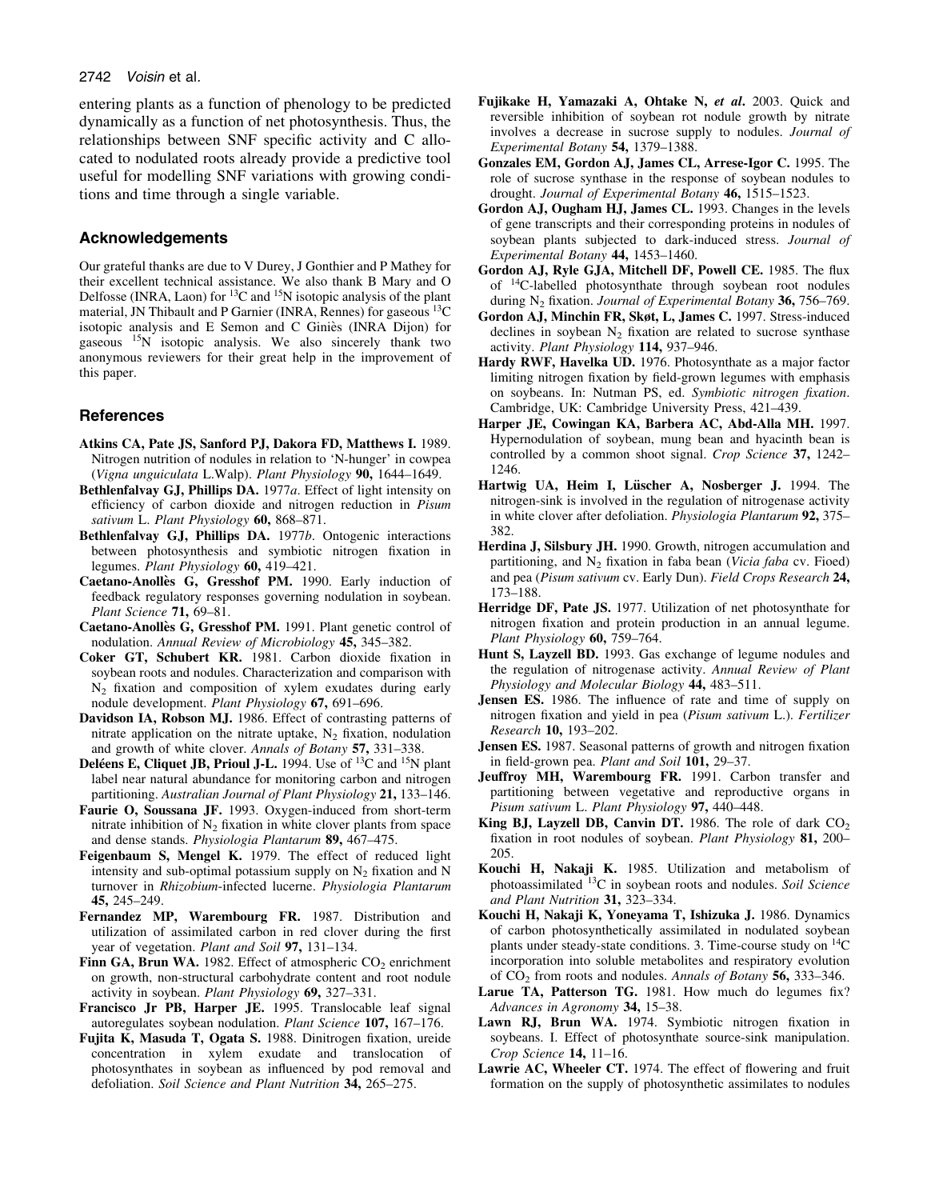entering plants as a function of phenology to be predicted dynamically as a function of net photosynthesis. Thus, the relationships between SNF specific activity and C allocated to nodulated roots already provide a predictive tool useful for modelling SNF variations with growing conditions and time through a single variable.

## Acknowledgements

Our grateful thanks are due to V Durey, J Gonthier and P Mathey for their excellent technical assistance. We also thank B Mary and O Delfosse (INRA, Laon) for $^{13}C$ and $^{15}N$ isotopic analysis of the plant material, JN Thibault and P Garnier (INRA, Rennes) for gaseous $^{13}C$ isotopic analysis and E Semon and C Giniès (INRA Dijon) for gaseous $^{15}N$ isotopic analysis. We also sincerely thank two anonymous reviewers for their great help in the improvement of this paper.

## References

**Atkins CA, Pate JS, Sanford PJ, Dakora FD, Matthews I.** 1989. Nitrogen nutrition of nodules in relation to 'N-hunger' in cowpea (*Vigna unguiculata* L.Walp). *Plant Physiology* **90,** 1644–1649.

**Bethlenfalvay GJ, Phillips DA.** 1977*a*. Effect of light intensity on efficiency of carbon dioxide and nitrogen reduction in *Pisum sativum* L. *Plant Physiology* **60,** 868–871.

**Bethlenfalvay GJ, Phillips DA.** 1977*b*. Ontogenic interactions between photosynthesis and symbiotic nitrogen fixation in legumes. *Plant Physiology* **60,** 419–421.

**Caetano-Anollès G, Gresshof PM.** 1990. Early induction of feedback regulatory responses governing nodulation in soybean. *Plant Science* **71,** 69–81.

**Caetano-Anollès G, Gresshof PM.** 1991. Plant genetic control of nodulation. *Annual Review of Microbiology* **45,** 345–382.

**Coker GT, Schubert KR.** 1981. Carbon dioxide fixation in soybean roots and nodules. Characterization and comparison with $N_2$ fixation and composition of xylem exudates during early nodule development. *Plant Physiology* **67,** 691–696.

**Davidson IA, Robson MJ.** 1986. Effect of contrasting patterns of nitrate application on the nitrate uptake, $N_2$ fixation, nodulation and growth of white clover. *Annals of Botany* **57,** 331–338.

**Deléens E, Cliquet JB, Prioul J-L.** 1994. Use of $^{13}C$ and $^{15}N$ plant label near natural abundance for monitoring carbon and nitrogen partitioning. *Australian Journal of Plant Physiology* **21,** 133–146.

**Faurie O, Soussana JF.** 1993. Oxygen-induced from short-term nitrate inhibition of $N_2$ fixation in white clover plants from space and dense stands. *Physiologia Plantarum* **89,** 467–475.

**Feigenbaum S, Mengel K.** 1979. The effect of reduced light intensity and sub-optimal potassium supply on $N_2$ fixation and N turnover in *Rhizobium*-infected lucerne. *Physiologia Plantarum* **45,** 245–249.

**Fernandez MP, Warembourg FR.** 1987. Distribution and utilization of assimilated carbon in red clover during the first year of vegetation. *Plant and Soil* **97,** 131–134.

**Finn GA, Brun WA.** 1982. Effect of atmospheric $CO_2$ enrichment on growth, non-structural carbohydrate content and root nodule activity in soybean. *Plant Physiology* **69,** 327–331.

**Francisco Jr PB, Harper JE.** 1995. Translocable leaf signal autoregulates soybean nodulation. *Plant Science* **107,** 167–176.

**Fujita K, Masuda T, Ogata S.** 1988. Dinitrogen fixation, ureide concentration in xylem exudate and translocation of photosynthates in soybean as influenced by pod removal and defoliation. *Soil Science and Plant Nutrition* **34,** 265–275.

**Fujikake H, Yamazaki A, Ohtake N,** ***et al*****.** 2003. Quick and reversible inhibition of soybean rot nodule growth by nitrate involves a decrease in sucrose supply to nodules. *Journal of Experimental Botany* **54,** 1379–1388.

**Gonzales EM, Gordon AJ, James CL, Arrese-Igor C.** 1995. The role of sucrose synthase in the response of soybean nodules to drought. *Journal of Experimental Botany* **46,** 1515–1523.

**Gordon AJ, Ougham HJ, James CL.** 1993. Changes in the levels of gene transcripts and their corresponding proteins in nodules of soybean plants subjected to dark-induced stress. *Journal of Experimental Botany* **44,** 1453–1460.

**Gordon AJ, Ryle GJA, Mitchell DF, Powell CE.** 1985. The flux of $^{14}C$-labelled photosynthate through soybean root nodules during $N_2$ fixation. *Journal of Experimental Botany* **36,** 756–769.

**Gordon AJ, Minchin FR, Skøt, L, James C.** 1997. Stress-induced declines in soybean $N_2$ fixation are related to sucrose synthase activity. *Plant Physiology* **114,** 937–946.

**Hardy RWF, Havelka UD.** 1976. Photosynthate as a major factor limiting nitrogen fixation by field-grown legumes with emphasis on soybeans. In: Nutman PS, ed. *Symbiotic nitrogen fixation*. Cambridge, UK: Cambridge University Press, 421–439.

**Harper JE, Cowingan KA, Barbera AC, Abd-Alla MH.** 1997. Hypernodulation of soybean, mung bean and hyacinth bean is controlled by a common shoot signal. *Crop Science* **37,** 1242–1246.

**Hartwig UA, Heim I, Lüscher A, Nosberger J.** 1994. The nitrogen-sink is involved in the regulation of nitrogenase activity in white clover after defoliation. *Physiologia Plantarum* **92,** 375–382.

**Herdina J, Silsbury JH.** 1990. Growth, nitrogen accumulation and partitioning, and $N_2$ fixation in faba bean (*Vicia faba* cv. Fioed) and pea (*Pisum sativum* cv. Early Dun). *Field Crops Research* **24,** 173–188.

**Herridge DF, Pate JS.** 1977. Utilization of net photosynthate for nitrogen fixation and protein production in an annual legume. *Plant Physiology* **60,** 759–764.

**Hunt S, Layzell BD.** 1993. Gas exchange of legume nodules and the regulation of nitrogenase activity. *Annual Review of Plant Physiology and Molecular Biology* **44,** 483–511.

**Jensen ES.** 1986. The influence of rate and time of supply on nitrogen fixation and yield in pea (*Pisum sativum* L.). *Fertilizer Research* **10,** 193–202.

**Jensen ES.** 1987. Seasonal patterns of growth and nitrogen fixation in field-grown pea. *Plant and Soil* **101,** 29–37.

**Jeuffroy MH, Warembourg FR.** 1991. Carbon transfer and partitioning between vegetative and reproductive organs in *Pisum sativum* L. *Plant Physiology* **97,** 440–448.

**King BJ, Layzell DB, Canvin DT.** 1986. The role of dark $CO_2$ fixation in root nodules of soybean. *Plant Physiology* **81,** 200–205.

**Kouchi H, Nakaji K.** 1985. Utilization and metabolism of photoassimilated $^{13}C$ in soybean roots and nodules. *Soil Science and Plant Nutrition* **31,** 323–334.

**Kouchi H, Nakaji K, Yoneyama T, Ishizuka J.** 1986. Dynamics of carbon photosynthetically assimilated in nodulated soybean plants under steady-state conditions. 3. Time-course study on $^{14}C$ incorporation into soluble metabolites and respiratory evolution of $CO_2$ from roots and nodules. *Annals of Botany* **56,** 333–346.

**Larue TA, Patterson TG.** 1981. How much do legumes fix? *Advances in Agronomy* **34,** 15–38.

**Lawn RJ, Brun WA.** 1974. Symbiotic nitrogen fixation in soybeans. I. Effect of photosynthate source-sink manipulation. *Crop Science* **14,** 11–16.

**Lawrie AC, Wheeler CT.** 1974. The effect of flowering and fruit formation on the supply of photosynthetic assimilates to nodules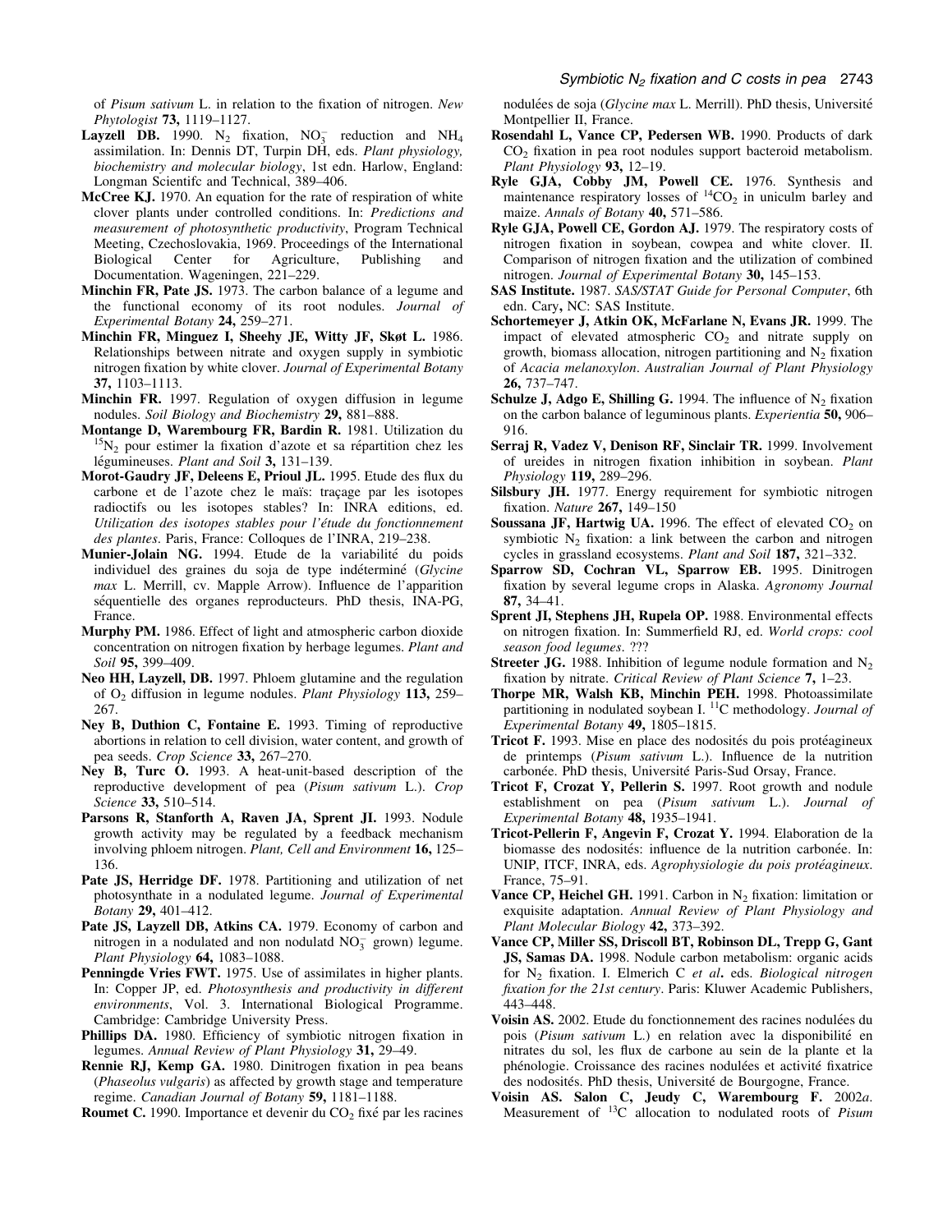of *Pisum sativum* L. in relation to the fixation of nitrogen. *New Phytologist* **73,** 1119–1127.

**Layzell DB.** 1990. $N_2$ fixation, $NO_3^-$ reduction and $NH_4$ assimilation. In: Dennis DT, Turpin DH, eds. *Plant physiology, biochemistry and molecular biology*, 1st edn. Harlow, England: Longman Scientifc and Technical, 389–406.

**McCree KJ.** 1970. An equation for the rate of respiration of white clover plants under controlled conditions. In: *Predictions and measurement of photosynthetic productivity*, Program Technical Meeting, Czechoslovakia, 1969. Proceedings of the International Biological Center for Agriculture, Publishing and Documentation. Wageningen, 221–229.

**Minchin FR, Pate JS.** 1973. The carbon balance of a legume and the functional economy of its root nodules. *Journal of Experimental Botany* **24,** 259–271.

**Minchin FR, Minguez I, Sheehy JE, Witty JF, Skøt L.** 1986. Relationships between nitrate and oxygen supply in symbiotic nitrogen fixation by white clover. *Journal of Experimental Botany* **37,** 1103–1113.

**Minchin FR.** 1997. Regulation of oxygen diffusion in legume nodules. *Soil Biology and Biochemistry* **29,** 881–888.

**Montange D, Warembourg FR, Bardin R.** 1981. Utilization du $^{15}N_2$ pour estimer la fixation d'azote et sa répartition chez les légumineuses. *Plant and Soil* **3,** 131–139.

**Morot-Gaudry JF, Deleens E, Prioul JL.** 1995. Etude des flux du carbone et de l'azote chez le maïs: traçage par les isotopes radioctifs ou les isotopes stables? In: INRA editions, ed. *Utilization des isotopes stables pour l'étude du fonctionnement des plantes*. Paris, France: Colloques de l'INRA, 219–238.

**Munier-Jolain NG.** 1994. Etude de la variabilité du poids individuel des graines du soja de type indéterminé (*Glycine max* L. Merrill, cv. Mapple Arrow). Influence de l'apparition séquentielle des organes reproducteurs. PhD thesis, INA-PG, France.

**Murphy PM.** 1986. Effect of light and atmospheric carbon dioxide concentration on nitrogen fixation by herbage legumes. *Plant and Soil* **95,** 399–409.

**Neo HH, Layzell, DB.** 1997. Phloem glutamine and the regulation of $O_2$ diffusion in legume nodules. *Plant Physiology* **113,** 259–267.

**Ney B, Duthion C, Fontaine E.** 1993. Timing of reproductive abortions in relation to cell division, water content, and growth of pea seeds. *Crop Science* **33,** 267–270.

**Ney B, Turc O.** 1993. A heat-unit-based description of the reproductive development of pea (*Pisum sativum* L.). *Crop Science* **33,** 510–514.

**Parsons R, Stanforth A, Raven JA, Sprent JI.** 1993. Nodule growth activity may be regulated by a feedback mechanism involving phloem nitrogen. *Plant, Cell and Environment* **16,** 125–136.

**Pate JS, Herridge DF.** 1978. Partitioning and utilization of net photosynthate in a nodulated legume. *Journal of Experimental Botany* **29,** 401–412.

**Pate JS, Layzell DB, Atkins CA.** 1979. Economy of carbon and nitrogen in a nodulated and non nodulatd $NO_3^-$ grown) legume. *Plant Physiology* **64,** 1083–1088.

**Penningde Vries FWT.** 1975. Use of assimilates in higher plants. In: Copper JP, ed. *Photosynthesis and productivity in different environments*, Vol. 3. International Biological Programme. Cambridge: Cambridge University Press.

**Phillips DA.** 1980. Efficiency of symbiotic nitrogen fixation in legumes. *Annual Review of Plant Physiology* **31,** 29–49.

**Rennie RJ, Kemp GA.** 1980. Dinitrogen fixation in pea beans (*Phaseolus vulgaris*) as affected by growth stage and temperature regime. *Canadian Journal of Botany* **59,** 1181–1188.

**Roumet C.** 1990. Importance et devenir du $CO_2$ fixé par les racines nodulées de soja (*Glycine max* L. Merrill). PhD thesis, Université Montpellier II, France.

**Rosendahl L, Vance CP, Pedersen WB.** 1990. Products of dark $CO_2$ fixation in pea root nodules support bacteroid metabolism. *Plant Physiology* **93,** 12–19.

**Ryle GJA, Cobby JM, Powell CE.** 1976. Synthesis and maintenance respiratory losses of $^{14}CO_2$ in uniculm barley and maize. *Annals of Botany* **40,** 571–586.

**Ryle GJA, Powell CE, Gordon AJ.** 1979. The respiratory costs of nitrogen fixation in soybean, cowpea and white clover. II. Comparison of nitrogen fixation and the utilization of combined nitrogen. *Journal of Experimental Botany* **30,** 145–153.

**SAS Institute.** 1987. *SAS/STAT Guide for Personal Computer*, 6th edn. Cary, NC: SAS Institute.

**Schortemeyer J, Atkin OK, McFarlane N, Evans JR.** 1999. The impact of elevated atmospheric $CO_2$ and nitrate supply on growth, biomass allocation, nitrogen partitioning and $N_2$ fixation of *Acacia melanoxylon*. *Australian Journal of Plant Physiology* **26,** 737–747.

**Schulze J, Adgo E, Shilling G.** 1994. The influence of $N_2$ fixation on the carbon balance of leguminous plants. *Experientia* **50,** 906–916.

**Serraj R, Vadez V, Denison RF, Sinclair TR.** 1999. Involvement of ureides in nitrogen fixation inhibition in soybean. *Plant Physiology* **119,** 289–296.

**Silsbury JH.** 1977. Energy requirement for symbiotic nitrogen fixation. *Nature* **267,** 149–150

**Soussana JF, Hartwig UA.** 1996. The effect of elevated $CO_2$ on symbiotic $N_2$ fixation: a link between the carbon and nitrogen cycles in grassland ecosystems. *Plant and Soil* **187,** 321–332.

**Sparrow SD, Cochran VL, Sparrow EB.** 1995. Dinitrogen fixation by several legume crops in Alaska. *Agronomy Journal* **87,** 34–41.

**Sprent JI, Stephens JH, Rupela OP.** 1988. Environmental effects on nitrogen fixation. In: Summerfield RJ, ed. *World crops: cool season food legumes*. ???

**Streeter JG.** 1988. Inhibition of legume nodule formation and $N_2$ fixation by nitrate. *Critical Review of Plant Science* **7,** 1–23.

**Thorpe MR, Walsh KB, Minchin PEH.** 1998. Photoassimilate partitioning in nodulated soybean I. $^{11}C$ methodology. *Journal of Experimental Botany* **49,** 1805–1815.

**Tricot F.** 1993. Mise en place des nodosités du pois protéagineux de printemps (*Pisum sativum* L.). Influence de la nutrition carbonée. PhD thesis, Université Paris-Sud Orsay, France.

**Tricot F, Crozat Y, Pellerin S.** 1997. Root growth and nodule establishment on pea (*Pisum sativum* L.). *Journal of Experimental Botany* **48,** 1935–1941.

**Tricot-Pellerin F, Angevin F, Crozat Y.** 1994. Elaboration de la biomasse des nodosités: influence de la nutrition carbonée. In: UNIP, ITCF, INRA, eds. *Agrophysiologie du pois protéagineux*. France, 75–91.

**Vance CP, Heichel GH.** 1991. Carbon in $N_2$ fixation: limitation or exquisite adaptation. *Annual Review of Plant Physiology and Plant Molecular Biology* **42,** 373–392.

**Vance CP, Miller SS, Driscoll BT, Robinson DL, Trepp G, Gant JS, Samas DA.** 1998. Nodule carbon metabolism: organic acids for $N_2$ fixation. I. Elmerich C *et al*. eds. *Biological nitrogen fixation for the 21st century*. Paris: Kluwer Academic Publishers, 443–448.

**Voisin AS.** 2002. Etude du fonctionnement des racines nodulées du pois (*Pisum sativum* L.) en relation avec la disponibilité en nitrates du sol, les flux de carbone au sein de la plante et la phénologie. Croissance des racines nodulées et activité fixatrice des nodosités. PhD thesis, Université de Bourgogne, France.

**Voisin AS. Salon C, Jeudy C, Warembourg F.** 2002*a*. Measurement of $^{13}C$ allocation to nodulated roots of *Pisum*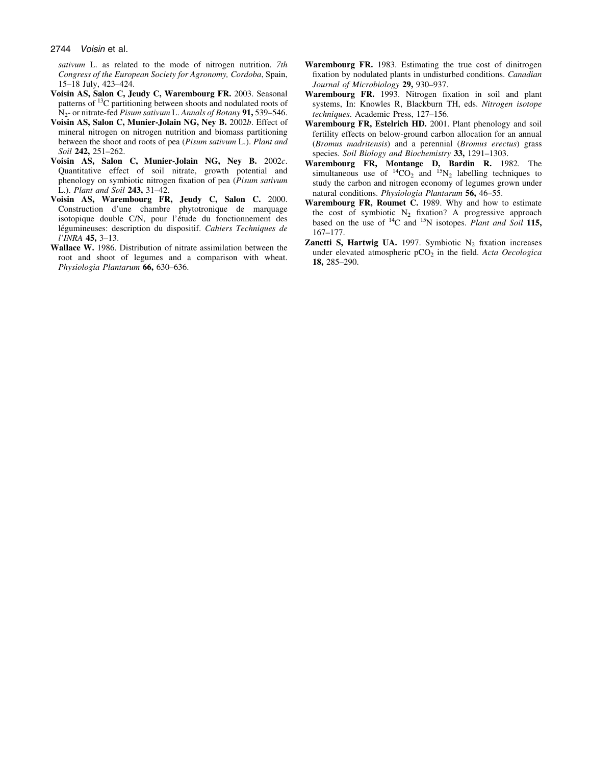*sativum* L. as related to the mode of nitrogen nutrition. *7th Congress of the European Society for Agronomy, Cordoba*, Spain, 15–18 July, 423–424.

**Voisin AS, Salon C, Jeudy C, Warembourg FR.** 2003. Seasonal patterns of $^{13}C$ partitioning between shoots and nodulated roots of $N_2$- or nitrate-fed *Pisum sativum* L. *Annals of Botany* **91,** 539–546.

**Voisin AS, Salon C, Munier-Jolain NG, Ney B.** 2002*b*. Effect of mineral nitrogen on nitrogen nutrition and biomass partitioning between the shoot and roots of pea (*Pisum sativum* L.). *Plant and Soil* **242,** 251–262.

**Voisin AS, Salon C, Munier-Jolain NG, Ney B.** 2002*c*. Quantitative effect of soil nitrate, growth potential and phenology on symbiotic nitrogen fixation of pea (*Pisum sativum* L.). *Plant and Soil* **243,** 31–42.

**Voisin AS, Warembourg FR, Jeudy C, Salon C.** 2000. Construction d'une chambre phytotronique de marquage isotopique double C/N, pour l'étude du fonctionnement des légumineuses: description du dispositif. *Cahiers Techniques de l'INRA* **45,** 3–13.

**Wallace W.** 1986. Distribution of nitrate assimilation between the root and shoot of legumes and a comparison with wheat. *Physiologia Plantarum* **66,** 630–636.

**Warembourg FR.** 1983. Estimating the true cost of dinitrogen fixation by nodulated plants in undisturbed conditions. *Canadian Journal of Microbiology* **29,** 930–937.

**Warembourg FR.** 1993. Nitrogen fixation in soil and plant systems, In: Knowles R, Blackburn TH, eds. *Nitrogen isotope techniques*. Academic Press, 127–156.

**Warembourg FR, Estelrich HD.** 2001. Plant phenology and soil fertility effects on below-ground carbon allocation for an annual (*Bromus madritensis*) and a perennial (*Bromus erectus*) grass species. *Soil Biology and Biochemistry* **33,** 1291–1303.

**Warembourg FR, Montange D, Bardin R.** 1982. The simultaneous use of $^{14}CO_2$ and $^{15}N_2$ labelling techniques to study the carbon and nitrogen economy of legumes grown under natural conditions. *Physiologia Plantarum* **56,** 46–55.

**Warembourg FR, Roumet C.** 1989. Why and how to estimate the cost of symbiotic $N_2$ fixation? A progressive approach based on the use of $^{14}C$ and $^{15}N$ isotopes. *Plant and Soil* **115,** 167–177.

**Zanetti S, Hartwig UA.** 1997. Symbiotic $N_2$ fixation increases under elevated atmospheric $pCO_2$ in the field. *Acta Oecologica* **18,** 285–290.